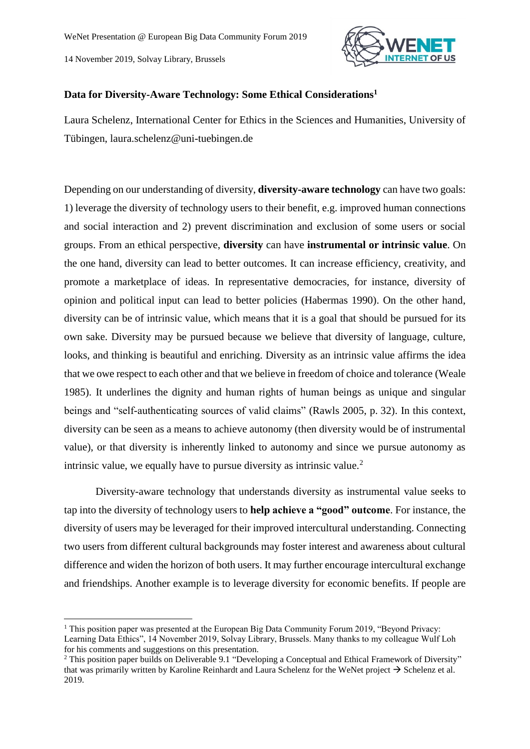WeNet Presentation @ European Big Data Community Forum 2019

14 November 2019, Solvay Library, Brussels

## Data for Diversity-Aware Technology: Some Ethical Considerations[1]

Laura Schelenz, International Center for Ethics in the Sciences and Humanities, University of Tübingen, laura.schelenz@uni-tuebingen.de

Depending on our understanding of diversity, **diversity-aware technology** can have two goals: 1) leverage the diversity of technology users to their benefit, e.g. improved human connections and social interaction and 2) prevent discrimination and exclusion of some users or social groups. From an ethical perspective, **diversity** can have **instrumental or intrinsic value**. On the one hand, diversity can lead to better outcomes. It can increase efficiency, creativity, and promote a marketplace of ideas. In representative democracies, for instance, diversity of opinion and political input can lead to better policies (Habermas 1990). On the other hand, diversity can be of intrinsic value, which means that it is a goal that should be pursued for its own sake. Diversity may be pursued because we believe that diversity of language, culture, looks, and thinking is beautiful and enriching. Diversity as an intrinsic value affirms the idea that we owe respect to each other and that we believe in freedom of choice and tolerance (Weale 1985). It underlines the dignity and human rights of human beings as unique and singular beings and "self-authenticating sources of valid claims" (Rawls 2005, p. 32). In this context, diversity can be seen as a means to achieve autonomy (then diversity would be of instrumental value), or that diversity is inherently linked to autonomy and since we pursue autonomy as intrinsic value, we equally have to pursue diversity as intrinsic value.[2]

Diversity-aware technology that understands diversity as instrumental value seeks to tap into the diversity of technology users to **help achieve a "good" outcome**. For instance, the diversity of users may be leveraged for their improved intercultural understanding. Connecting two users from different cultural backgrounds may foster interest and awareness about cultural difference and widen the horizon of both users. It may further encourage intercultural exchange and friendships. Another example is to leverage diversity for economic benefits. If people are

---

[1] This position paper was presented at the European Big Data Community Forum 2019, "Beyond Privacy: Learning Data Ethics", 14 November 2019, Solvay Library, Brussels. Many thanks to my colleague Wulf Loh for his comments and suggestions on this presentation.

[2] This position paper builds on Deliverable 9.1 "Developing a Conceptual and Ethical Framework of Diversity" that was primarily written by Karoline Reinhardt and Laura Schelenz for the WeNet project → Schelenz et al. 2019.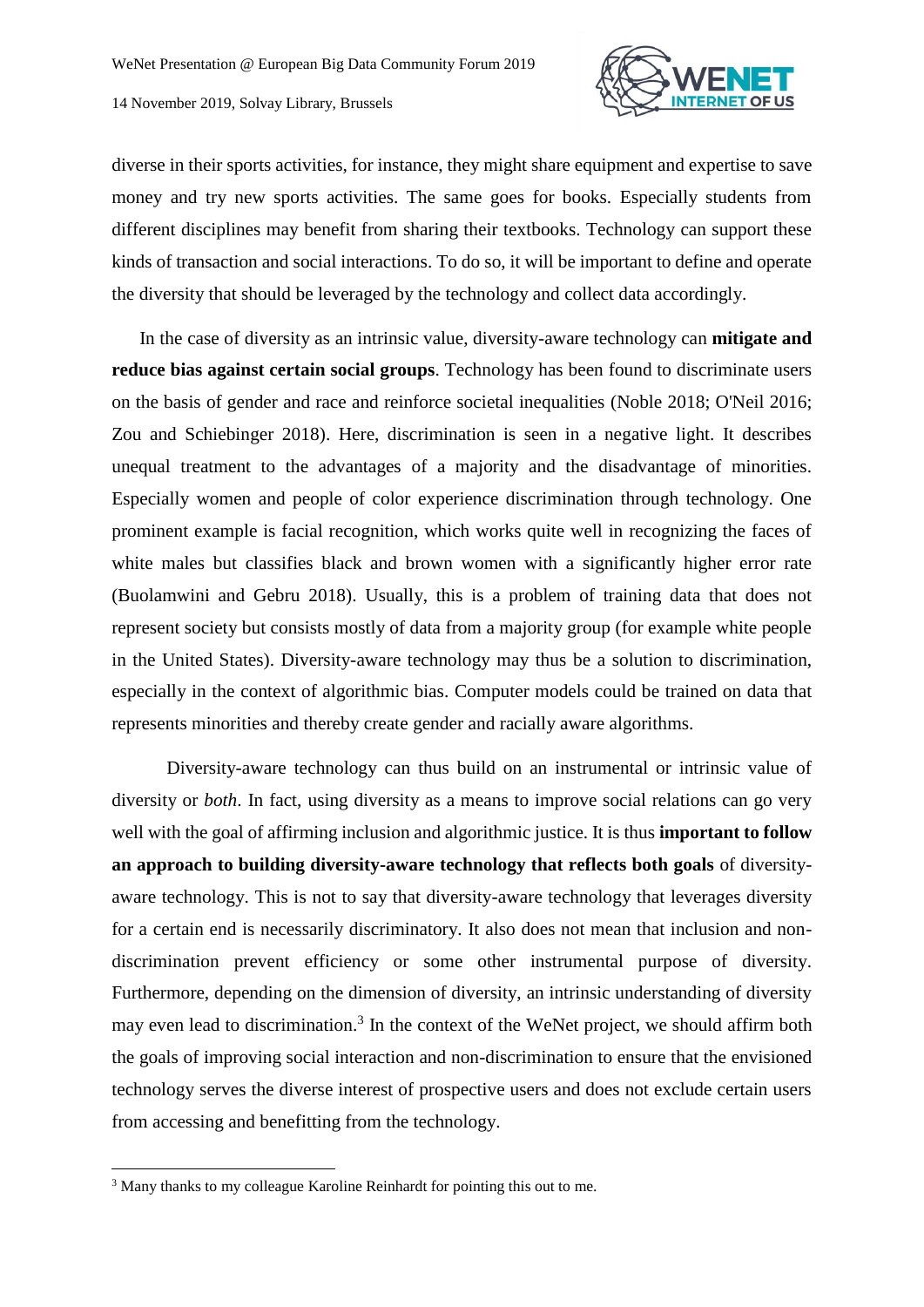diverse in their sports activities, for instance, they might share equipment and expertise to save money and try new sports activities. The same goes for books. Especially students from different disciplines may benefit from sharing their textbooks. Technology can support these kinds of transaction and social interactions. To do so, it will be important to define and operate the diversity that should be leveraged by the technology and collect data accordingly.

In the case of diversity as an intrinsic value, diversity-aware technology can **mitigate and reduce bias against certain social groups**. Technology has been found to discriminate users on the basis of gender and race and reinforce societal inequalities (Noble 2018; O'Neil 2016; Zou and Schiebinger 2018). Here, discrimination is seen in a negative light. It describes unequal treatment to the advantages of a majority and the disadvantage of minorities. Especially women and people of color experience discrimination through technology. One prominent example is facial recognition, which works quite well in recognizing the faces of white males but classifies black and brown women with a significantly higher error rate (Buolamwini and Gebru 2018). Usually, this is a problem of training data that does not represent society but consists mostly of data from a majority group (for example white people in the United States). Diversity-aware technology may thus be a solution to discrimination, especially in the context of algorithmic bias. Computer models could be trained on data that represents minorities and thereby create gender and racially aware algorithms.

Diversity-aware technology can thus build on an instrumental or intrinsic value of diversity or *both*. In fact, using diversity as a means to improve social relations can go very well with the goal of affirming inclusion and algorithmic justice. It is thus **important to follow an approach to building diversity-aware technology that reflects both goals** of diversity-aware technology. This is not to say that diversity-aware technology that leverages diversity for a certain end is necessarily discriminatory. It also does not mean that inclusion and non-discrimination prevent efficiency or some other instrumental purpose of diversity. Furthermore, depending on the dimension of diversity, an intrinsic understanding of diversity may even lead to discrimination.[3] In the context of the WeNet project, we should affirm both the goals of improving social interaction and non-discrimination to ensure that the envisioned technology serves the diverse interest of prospective users and does not exclude certain users from accessing and benefitting from the technology.

[3] Many thanks to my colleague Karoline Reinhardt for pointing this out to me.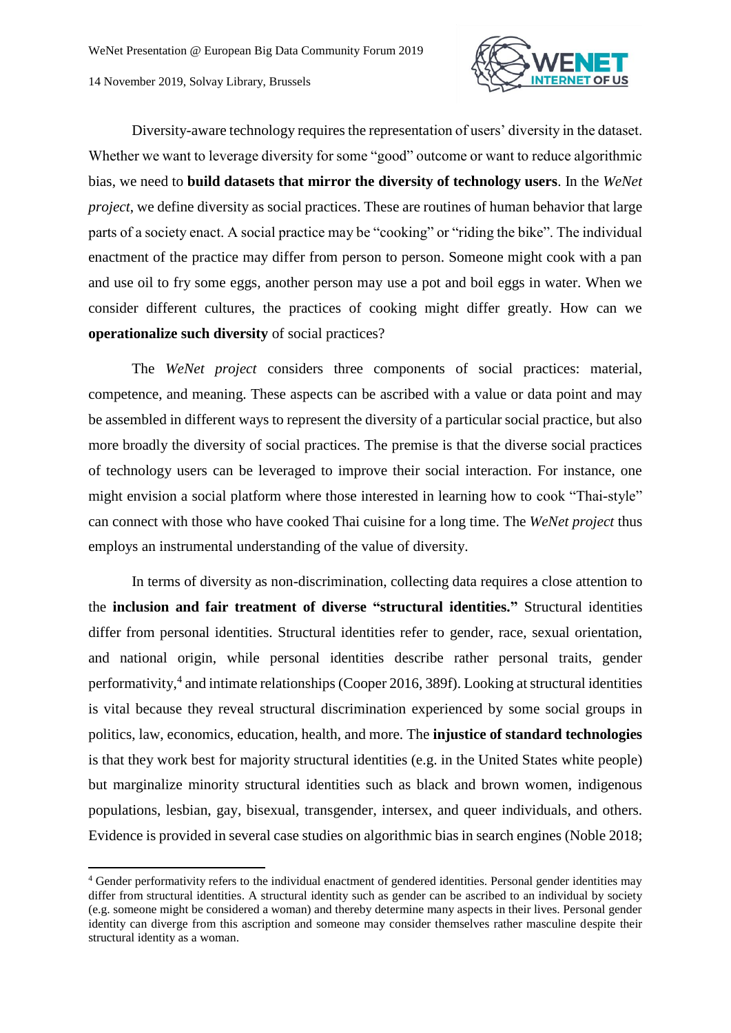Diversity-aware technology requires the representation of users' diversity in the dataset. Whether we want to leverage diversity for some "good" outcome or want to reduce algorithmic bias, we need to **build datasets that mirror the diversity of technology users**. In the *WeNet project*, we define diversity as social practices. These are routines of human behavior that large parts of a society enact. A social practice may be "cooking" or "riding the bike". The individual enactment of the practice may differ from person to person. Someone might cook with a pan and use oil to fry some eggs, another person may use a pot and boil eggs in water. When we consider different cultures, the practices of cooking might differ greatly. How can we **operationalize such diversity** of social practices?

The *WeNet project* considers three components of social practices: material, competence, and meaning. These aspects can be ascribed with a value or data point and may be assembled in different ways to represent the diversity of a particular social practice, but also more broadly the diversity of social practices. The premise is that the diverse social practices of technology users can be leveraged to improve their social interaction. For instance, one might envision a social platform where those interested in learning how to cook "Thai-style" can connect with those who have cooked Thai cuisine for a long time. The *WeNet project* thus employs an instrumental understanding of the value of diversity.

In terms of diversity as non-discrimination, collecting data requires a close attention to the **inclusion and fair treatment of diverse "structural identities."** Structural identities differ from personal identities. Structural identities refer to gender, race, sexual orientation, and national origin, while personal identities describe rather personal traits, gender performativity,[4] and intimate relationships (Cooper 2016, 389f). Looking at structural identities is vital because they reveal structural discrimination experienced by some social groups in politics, law, economics, education, health, and more. The **injustice of standard technologies** is that they work best for majority structural identities (e.g. in the United States white people) but marginalize minority structural identities such as black and brown women, indigenous populations, lesbian, gay, bisexual, transgender, intersex, and queer individuals, and others. Evidence is provided in several case studies on algorithmic bias in search engines (Noble 2018;

---

[4] Gender performativity refers to the individual enactment of gendered identities. Personal gender identities may differ from structural identities. A structural identity such as gender can be ascribed to an individual by society (e.g. someone might be considered a woman) and thereby determine many aspects in their lives. Personal gender identity can diverge from this ascription and someone may consider themselves rather masculine despite their structural identity as a woman.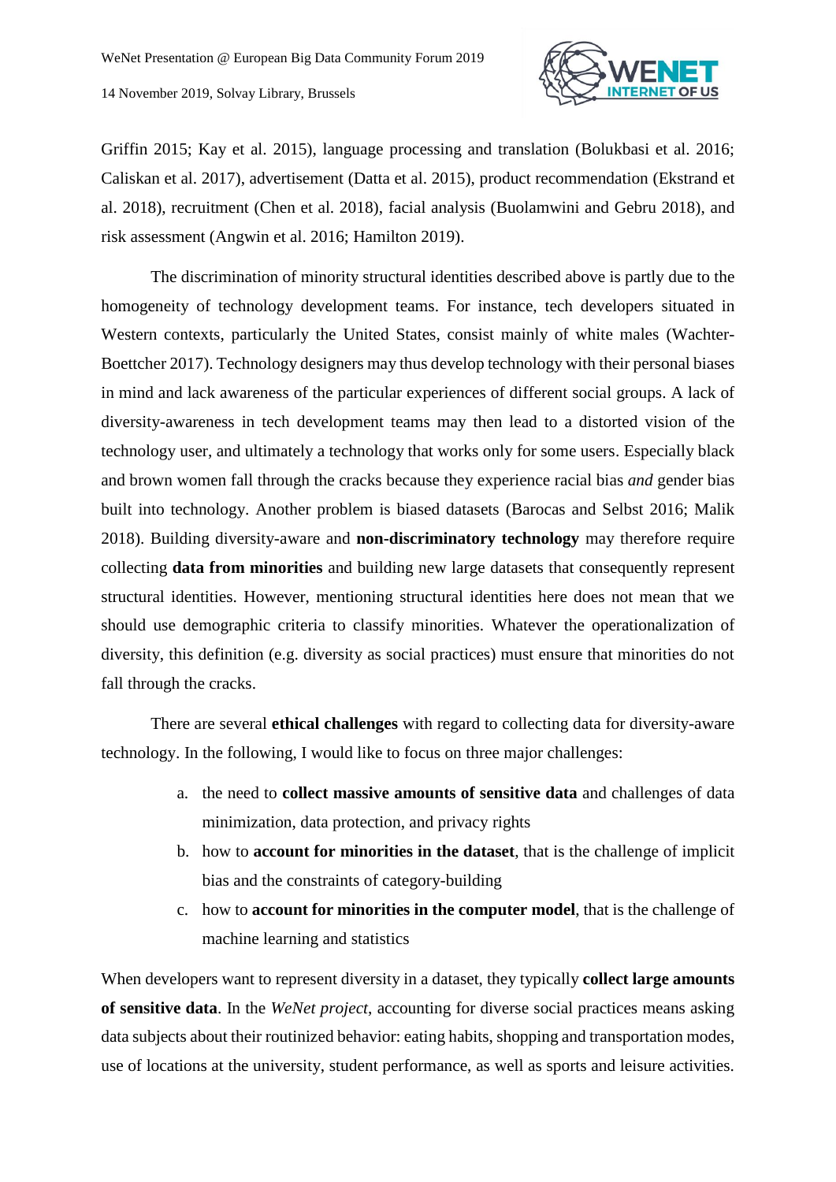Griffin 2015; Kay et al. 2015), language processing and translation (Bolukbasi et al. 2016; Caliskan et al. 2017), advertisement (Datta et al. 2015), product recommendation (Ekstrand et al. 2018), recruitment (Chen et al. 2018), facial analysis (Buolamwini and Gebru 2018), and risk assessment (Angwin et al. 2016; Hamilton 2019).

The discrimination of minority structural identities described above is partly due to the homogeneity of technology development teams. For instance, tech developers situated in Western contexts, particularly the United States, consist mainly of white males (Wachter-Boettcher 2017). Technology designers may thus develop technology with their personal biases in mind and lack awareness of the particular experiences of different social groups. A lack of diversity-awareness in tech development teams may then lead to a distorted vision of the technology user, and ultimately a technology that works only for some users. Especially black and brown women fall through the cracks because they experience racial bias *and* gender bias built into technology. Another problem is biased datasets (Barocas and Selbst 2016; Malik 2018). Building diversity-aware and **non-discriminatory technology** may therefore require collecting **data from minorities** and building new large datasets that consequently represent structural identities. However, mentioning structural identities here does not mean that we should use demographic criteria to classify minorities. Whatever the operationalization of diversity, this definition (e.g. diversity as social practices) must ensure that minorities do not fall through the cracks.

There are several **ethical challenges** with regard to collecting data for diversity-aware technology. In the following, I would like to focus on three major challenges:

a. the need to **collect massive amounts of sensitive data** and challenges of data minimization, data protection, and privacy rights
b. how to **account for minorities in the dataset**, that is the challenge of implicit bias and the constraints of category-building
c. how to **account for minorities in the computer model**, that is the challenge of machine learning and statistics

When developers want to represent diversity in a dataset, they typically **collect large amounts of sensitive data**. In the *WeNet project*, accounting for diverse social practices means asking data subjects about their routinized behavior: eating habits, shopping and transportation modes, use of locations at the university, student performance, as well as sports and leisure activities.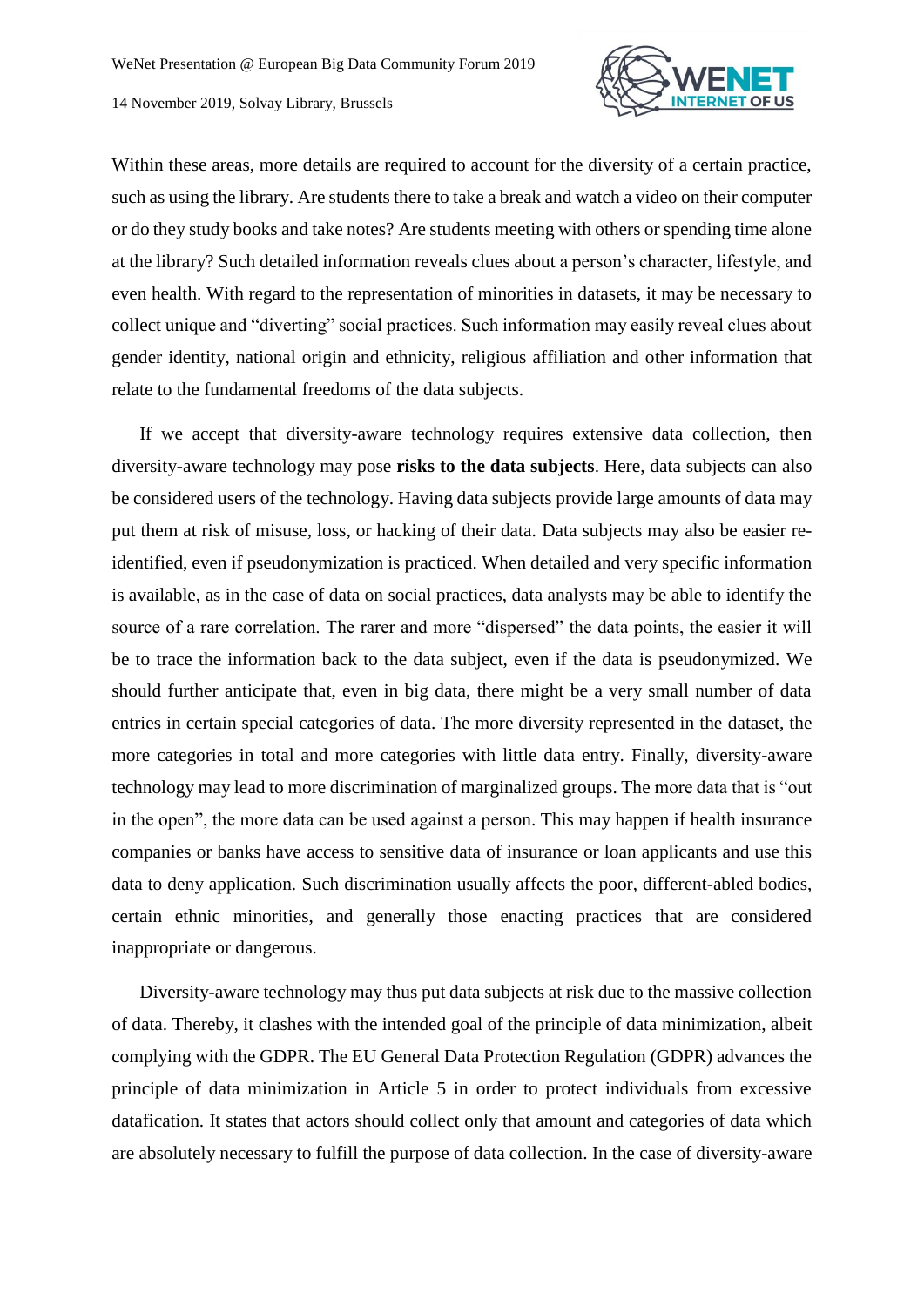Within these areas, more details are required to account for the diversity of a certain practice, such as using the library. Are students there to take a break and watch a video on their computer or do they study books and take notes? Are students meeting with others or spending time alone at the library? Such detailed information reveals clues about a person's character, lifestyle, and even health. With regard to the representation of minorities in datasets, it may be necessary to collect unique and "diverting" social practices. Such information may easily reveal clues about gender identity, national origin and ethnicity, religious affiliation and other information that relate to the fundamental freedoms of the data subjects.

If we accept that diversity-aware technology requires extensive data collection, then diversity-aware technology may pose **risks to the data subjects**. Here, data subjects can also be considered users of the technology. Having data subjects provide large amounts of data may put them at risk of misuse, loss, or hacking of their data. Data subjects may also be easier re-identified, even if pseudonymization is practiced. When detailed and very specific information is available, as in the case of data on social practices, data analysts may be able to identify the source of a rare correlation. The rarer and more "dispersed" the data points, the easier it will be to trace the information back to the data subject, even if the data is pseudonymized. We should further anticipate that, even in big data, there might be a very small number of data entries in certain special categories of data. The more diversity represented in the dataset, the more categories in total and more categories with little data entry. Finally, diversity-aware technology may lead to more discrimination of marginalized groups. The more data that is "out in the open", the more data can be used against a person. This may happen if health insurance companies or banks have access to sensitive data of insurance or loan applicants and use this data to deny application. Such discrimination usually affects the poor, different-abled bodies, certain ethnic minorities, and generally those enacting practices that are considered inappropriate or dangerous.

Diversity-aware technology may thus put data subjects at risk due to the massive collection of data. Thereby, it clashes with the intended goal of the principle of data minimization, albeit complying with the GDPR. The EU General Data Protection Regulation (GDPR) advances the principle of data minimization in Article 5 in order to protect individuals from excessive datafication. It states that actors should collect only that amount and categories of data which are absolutely necessary to fulfill the purpose of data collection. In the case of diversity-aware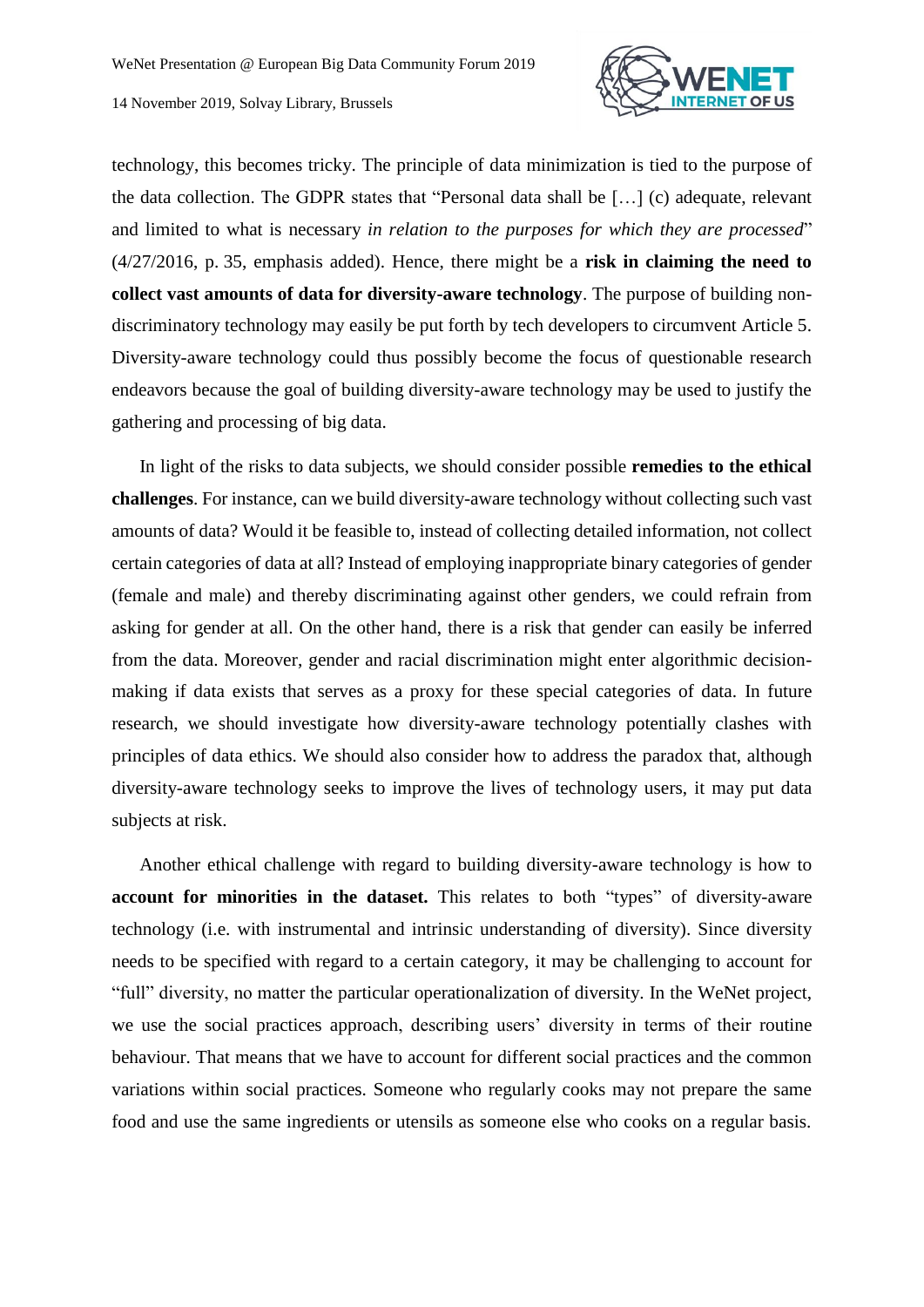technology, this becomes tricky. The principle of data minimization is tied to the purpose of the data collection. The GDPR states that "Personal data shall be […] (c) adequate, relevant and limited to what is necessary *in relation to the purposes for which they are processed*" (4/27/2016, p. 35, emphasis added). Hence, there might be a **risk in claiming the need to collect vast amounts of data for diversity-aware technology**. The purpose of building non-discriminatory technology may easily be put forth by tech developers to circumvent Article 5. Diversity-aware technology could thus possibly become the focus of questionable research endeavors because the goal of building diversity-aware technology may be used to justify the gathering and processing of big data.

In light of the risks to data subjects, we should consider possible **remedies to the ethical challenges**. For instance, can we build diversity-aware technology without collecting such vast amounts of data? Would it be feasible to, instead of collecting detailed information, not collect certain categories of data at all? Instead of employing inappropriate binary categories of gender (female and male) and thereby discriminating against other genders, we could refrain from asking for gender at all. On the other hand, there is a risk that gender can easily be inferred from the data. Moreover, gender and racial discrimination might enter algorithmic decision-making if data exists that serves as a proxy for these special categories of data. In future research, we should investigate how diversity-aware technology potentially clashes with principles of data ethics. We should also consider how to address the paradox that, although diversity-aware technology seeks to improve the lives of technology users, it may put data subjects at risk.

Another ethical challenge with regard to building diversity-aware technology is how to **account for minorities in the dataset.** This relates to both "types" of diversity-aware technology (i.e. with instrumental and intrinsic understanding of diversity). Since diversity needs to be specified with regard to a certain category, it may be challenging to account for "full" diversity, no matter the particular operationalization of diversity. In the WeNet project, we use the social practices approach, describing users' diversity in terms of their routine behaviour. That means that we have to account for different social practices and the common variations within social practices. Someone who regularly cooks may not prepare the same food and use the same ingredients or utensils as someone else who cooks on a regular basis.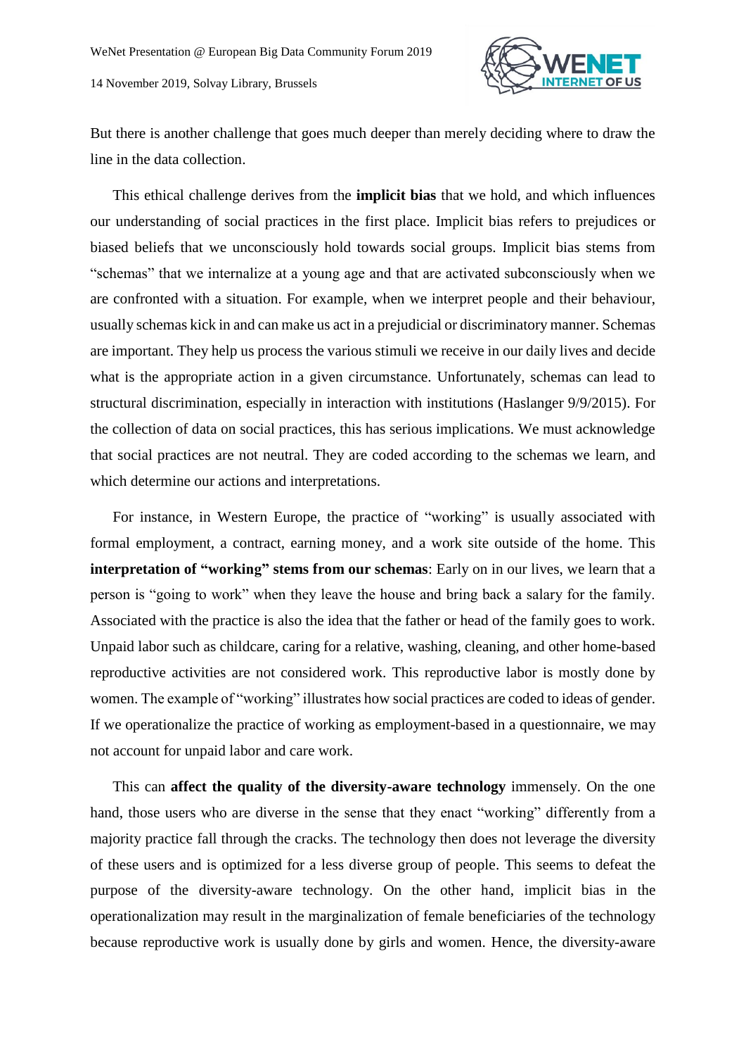But there is another challenge that goes much deeper than merely deciding where to draw the line in the data collection.

This ethical challenge derives from the **implicit bias** that we hold, and which influences our understanding of social practices in the first place. Implicit bias refers to prejudices or biased beliefs that we unconsciously hold towards social groups. Implicit bias stems from "schemas" that we internalize at a young age and that are activated subconsciously when we are confronted with a situation. For example, when we interpret people and their behaviour, usually schemas kick in and can make us act in a prejudicial or discriminatory manner. Schemas are important. They help us process the various stimuli we receive in our daily lives and decide what is the appropriate action in a given circumstance. Unfortunately, schemas can lead to structural discrimination, especially in interaction with institutions (Haslanger 9/9/2015). For the collection of data on social practices, this has serious implications. We must acknowledge that social practices are not neutral. They are coded according to the schemas we learn, and which determine our actions and interpretations.

For instance, in Western Europe, the practice of "working" is usually associated with formal employment, a contract, earning money, and a work site outside of the home. This **interpretation of "working" stems from our schemas**: Early on in our lives, we learn that a person is "going to work" when they leave the house and bring back a salary for the family. Associated with the practice is also the idea that the father or head of the family goes to work. Unpaid labor such as childcare, caring for a relative, washing, cleaning, and other home-based reproductive activities are not considered work. This reproductive labor is mostly done by women. The example of "working" illustrates how social practices are coded to ideas of gender. If we operationalize the practice of working as employment-based in a questionnaire, we may not account for unpaid labor and care work.

This can **affect the quality of the diversity-aware technology** immensely. On the one hand, those users who are diverse in the sense that they enact "working" differently from a majority practice fall through the cracks. The technology then does not leverage the diversity of these users and is optimized for a less diverse group of people. This seems to defeat the purpose of the diversity-aware technology. On the other hand, implicit bias in the operationalization may result in the marginalization of female beneficiaries of the technology because reproductive work is usually done by girls and women. Hence, the diversity-aware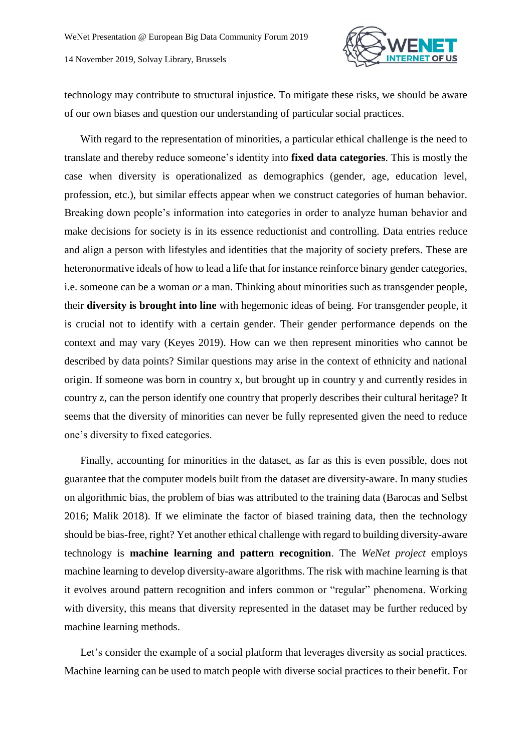technology may contribute to structural injustice. To mitigate these risks, we should be aware of our own biases and question our understanding of particular social practices.

With regard to the representation of minorities, a particular ethical challenge is the need to translate and thereby reduce someone's identity into **fixed data categories**. This is mostly the case when diversity is operationalized as demographics (gender, age, education level, profession, etc.), but similar effects appear when we construct categories of human behavior. Breaking down people's information into categories in order to analyze human behavior and make decisions for society is in its essence reductionist and controlling. Data entries reduce and align a person with lifestyles and identities that the majority of society prefers. These are heteronormative ideals of how to lead a life that for instance reinforce binary gender categories, i.e. someone can be a woman *or* a man. Thinking about minorities such as transgender people, their **diversity is brought into line** with hegemonic ideas of being. For transgender people, it is crucial not to identify with a certain gender. Their gender performance depends on the context and may vary (Keyes 2019). How can we then represent minorities who cannot be described by data points? Similar questions may arise in the context of ethnicity and national origin. If someone was born in country x, but brought up in country y and currently resides in country z, can the person identify one country that properly describes their cultural heritage? It seems that the diversity of minorities can never be fully represented given the need to reduce one's diversity to fixed categories.

Finally, accounting for minorities in the dataset, as far as this is even possible, does not guarantee that the computer models built from the dataset are diversity-aware. In many studies on algorithmic bias, the problem of bias was attributed to the training data (Barocas and Selbst 2016; Malik 2018). If we eliminate the factor of biased training data, then the technology should be bias-free, right? Yet another ethical challenge with regard to building diversity-aware technology is **machine learning and pattern recognition**. The *WeNet project* employs machine learning to develop diversity-aware algorithms. The risk with machine learning is that it evolves around pattern recognition and infers common or "regular" phenomena. Working with diversity, this means that diversity represented in the dataset may be further reduced by machine learning methods.

Let's consider the example of a social platform that leverages diversity as social practices. Machine learning can be used to match people with diverse social practices to their benefit. For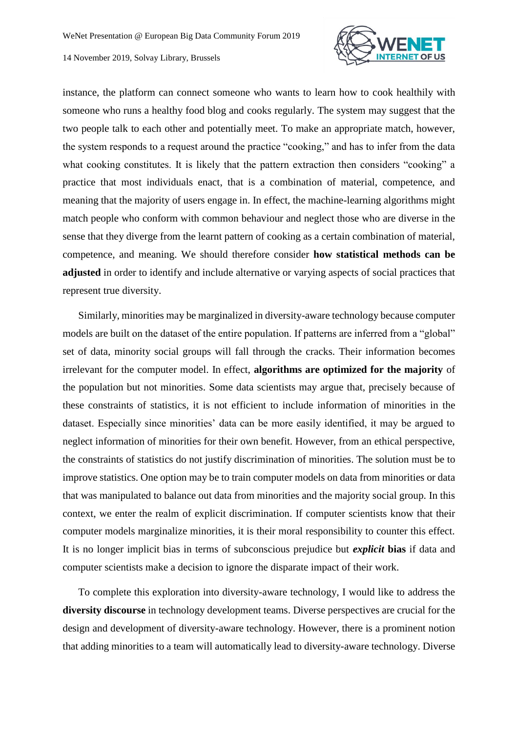instance, the platform can connect someone who wants to learn how to cook healthily with someone who runs a healthy food blog and cooks regularly. The system may suggest that the two people talk to each other and potentially meet. To make an appropriate match, however, the system responds to a request around the practice "cooking," and has to infer from the data what cooking constitutes. It is likely that the pattern extraction then considers "cooking" a practice that most individuals enact, that is a combination of material, competence, and meaning that the majority of users engage in. In effect, the machine-learning algorithms might match people who conform with common behaviour and neglect those who are diverse in the sense that they diverge from the learnt pattern of cooking as a certain combination of material, competence, and meaning. We should therefore consider **how statistical methods can be adjusted** in order to identify and include alternative or varying aspects of social practices that represent true diversity.

Similarly, minorities may be marginalized in diversity-aware technology because computer models are built on the dataset of the entire population. If patterns are inferred from a "global" set of data, minority social groups will fall through the cracks. Their information becomes irrelevant for the computer model. In effect, **algorithms are optimized for the majority** of the population but not minorities. Some data scientists may argue that, precisely because of these constraints of statistics, it is not efficient to include information of minorities in the dataset. Especially since minorities' data can be more easily identified, it may be argued to neglect information of minorities for their own benefit. However, from an ethical perspective, the constraints of statistics do not justify discrimination of minorities. The solution must be to improve statistics. One option may be to train computer models on data from minorities or data that was manipulated to balance out data from minorities and the majority social group. In this context, we enter the realm of explicit discrimination. If computer scientists know that their computer models marginalize minorities, it is their moral responsibility to counter this effect. It is no longer implicit bias in terms of subconscious prejudice but ***explicit* bias** if data and computer scientists make a decision to ignore the disparate impact of their work.

To complete this exploration into diversity-aware technology, I would like to address the **diversity discourse** in technology development teams. Diverse perspectives are crucial for the design and development of diversity-aware technology. However, there is a prominent notion that adding minorities to a team will automatically lead to diversity-aware technology. Diverse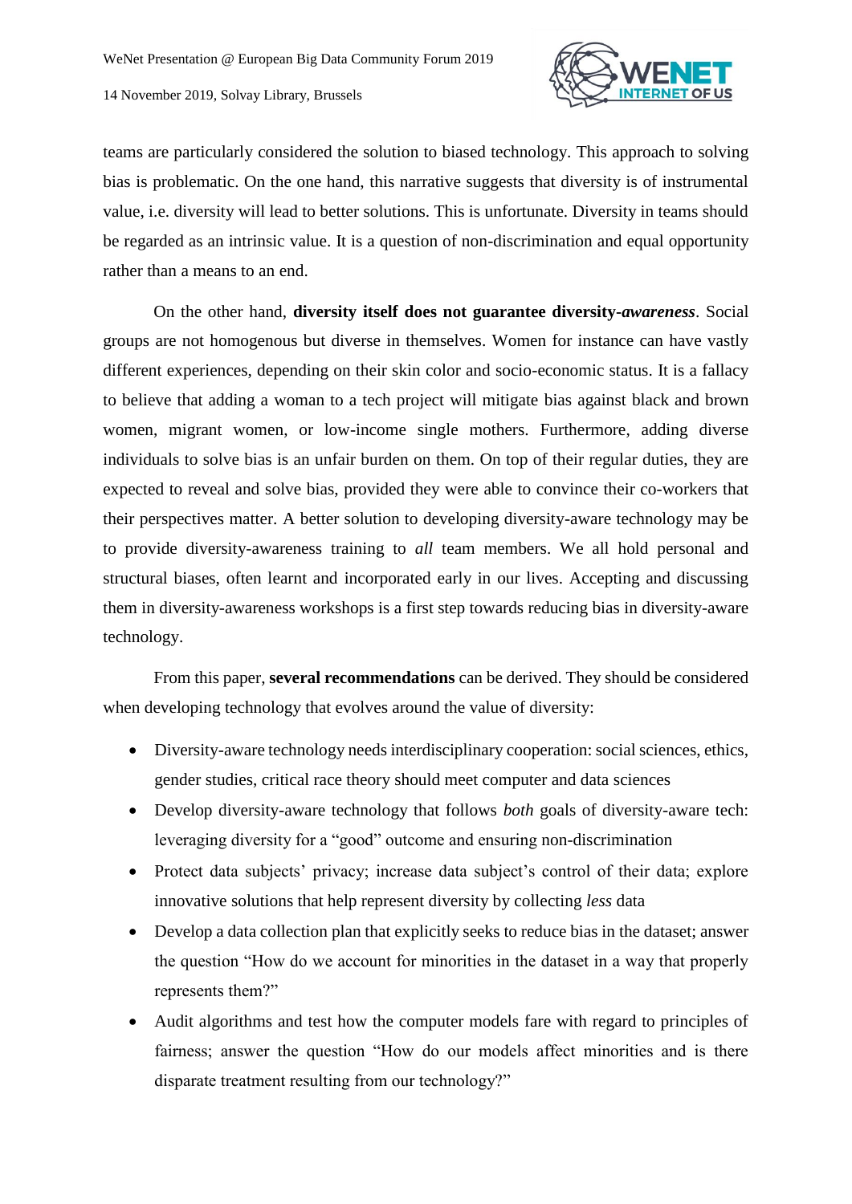teams are particularly considered the solution to biased technology. This approach to solving bias is problematic. On the one hand, this narrative suggests that diversity is of instrumental value, i.e. diversity will lead to better solutions. This is unfortunate. Diversity in teams should be regarded as an intrinsic value. It is a question of non-discrimination and equal opportunity rather than a means to an end.

On the other hand, **diversity itself does not guarantee diversity-*awareness***. Social groups are not homogenous but diverse in themselves. Women for instance can have vastly different experiences, depending on their skin color and socio-economic status. It is a fallacy to believe that adding a woman to a tech project will mitigate bias against black and brown women, migrant women, or low-income single mothers. Furthermore, adding diverse individuals to solve bias is an unfair burden on them. On top of their regular duties, they are expected to reveal and solve bias, provided they were able to convince their co-workers that their perspectives matter. A better solution to developing diversity-aware technology may be to provide diversity-awareness training to *all* team members. We all hold personal and structural biases, often learnt and incorporated early in our lives. Accepting and discussing them in diversity-awareness workshops is a first step towards reducing bias in diversity-aware technology.

From this paper, **several recommendations** can be derived. They should be considered when developing technology that evolves around the value of diversity:

- Diversity-aware technology needs interdisciplinary cooperation: social sciences, ethics, gender studies, critical race theory should meet computer and data sciences
- Develop diversity-aware technology that follows *both* goals of diversity-aware tech: leveraging diversity for a "good" outcome and ensuring non-discrimination
- Protect data subjects' privacy; increase data subject's control of their data; explore innovative solutions that help represent diversity by collecting *less* data
- Develop a data collection plan that explicitly seeks to reduce bias in the dataset; answer the question "How do we account for minorities in the dataset in a way that properly represents them?"
- Audit algorithms and test how the computer models fare with regard to principles of fairness; answer the question "How do our models affect minorities and is there disparate treatment resulting from our technology?"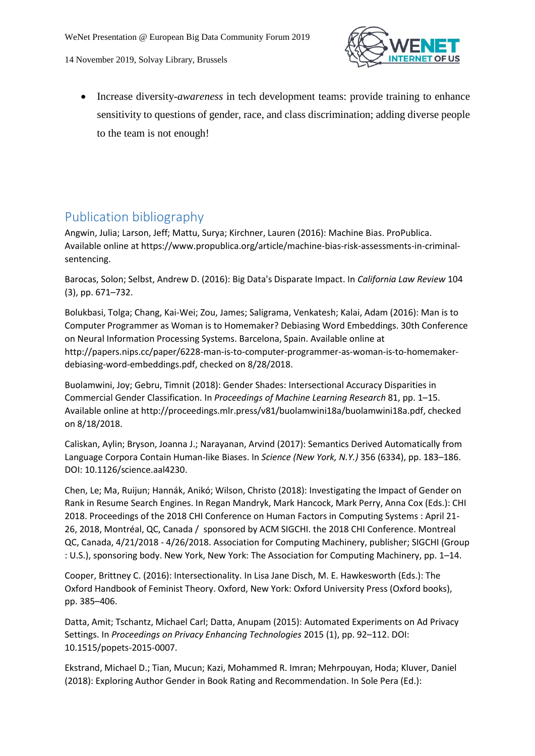- Increase diversity-*awareness* in tech development teams: provide training to enhance sensitivity to questions of gender, race, and class discrimination; adding diverse people to the team is not enough!

## Publication bibliography

Angwin, Julia; Larson, Jeff; Mattu, Surya; Kirchner, Lauren (2016): Machine Bias. ProPublica. Available online at https://www.propublica.org/article/machine-bias-risk-assessments-in-criminal-sentencing.

Barocas, Solon; Selbst, Andrew D. (2016): Big Data's Disparate Impact. In *California Law Review* 104 (3), pp. 671–732.

Bolukbasi, Tolga; Chang, Kai-Wei; Zou, James; Saligrama, Venkatesh; Kalai, Adam (2016): Man is to Computer Programmer as Woman is to Homemaker? Debiasing Word Embeddings. 30th Conference on Neural Information Processing Systems. Barcelona, Spain. Available online at http://papers.nips.cc/paper/6228-man-is-to-computer-programmer-as-woman-is-to-homemaker-debiasing-word-embeddings.pdf, checked on 8/28/2018.

Buolamwini, Joy; Gebru, Timnit (2018): Gender Shades: Intersectional Accuracy Disparities in Commercial Gender Classification. In *Proceedings of Machine Learning Research* 81, pp. 1–15. Available online at http://proceedings.mlr.press/v81/buolamwini18a/buolamwini18a.pdf, checked on 8/18/2018.

Caliskan, Aylin; Bryson, Joanna J.; Narayanan, Arvind (2017): Semantics Derived Automatically from Language Corpora Contain Human-like Biases. In *Science (New York, N.Y.)* 356 (6334), pp. 183–186. DOI: 10.1126/science.aal4230.

Chen, Le; Ma, Ruijun; Hannák, Anikó; Wilson, Christo (2018): Investigating the Impact of Gender on Rank in Resume Search Engines. In Regan Mandryk, Mark Hancock, Mark Perry, Anna Cox (Eds.): CHI 2018. Proceedings of the 2018 CHI Conference on Human Factors in Computing Systems : April 21-26, 2018, Montréal, QC, Canada / sponsored by ACM SIGCHI. the 2018 CHI Conference. Montreal QC, Canada, 4/21/2018 - 4/26/2018. Association for Computing Machinery, publisher; SIGCHI (Group : U.S.), sponsoring body. New York, New York: The Association for Computing Machinery, pp. 1–14.

Cooper, Brittney C. (2016): Intersectionality. In Lisa Jane Disch, M. E. Hawkesworth (Eds.): The Oxford Handbook of Feminist Theory. Oxford, New York: Oxford University Press (Oxford books), pp. 385–406.

Datta, Amit; Tschantz, Michael Carl; Datta, Anupam (2015): Automated Experiments on Ad Privacy Settings. In *Proceedings on Privacy Enhancing Technologies* 2015 (1), pp. 92–112. DOI: 10.1515/popets-2015-0007.

Ekstrand, Michael D.; Tian, Mucun; Kazi, Mohammed R. Imran; Mehrpouyan, Hoda; Kluver, Daniel (2018): Exploring Author Gender in Book Rating and Recommendation. In Sole Pera (Ed.):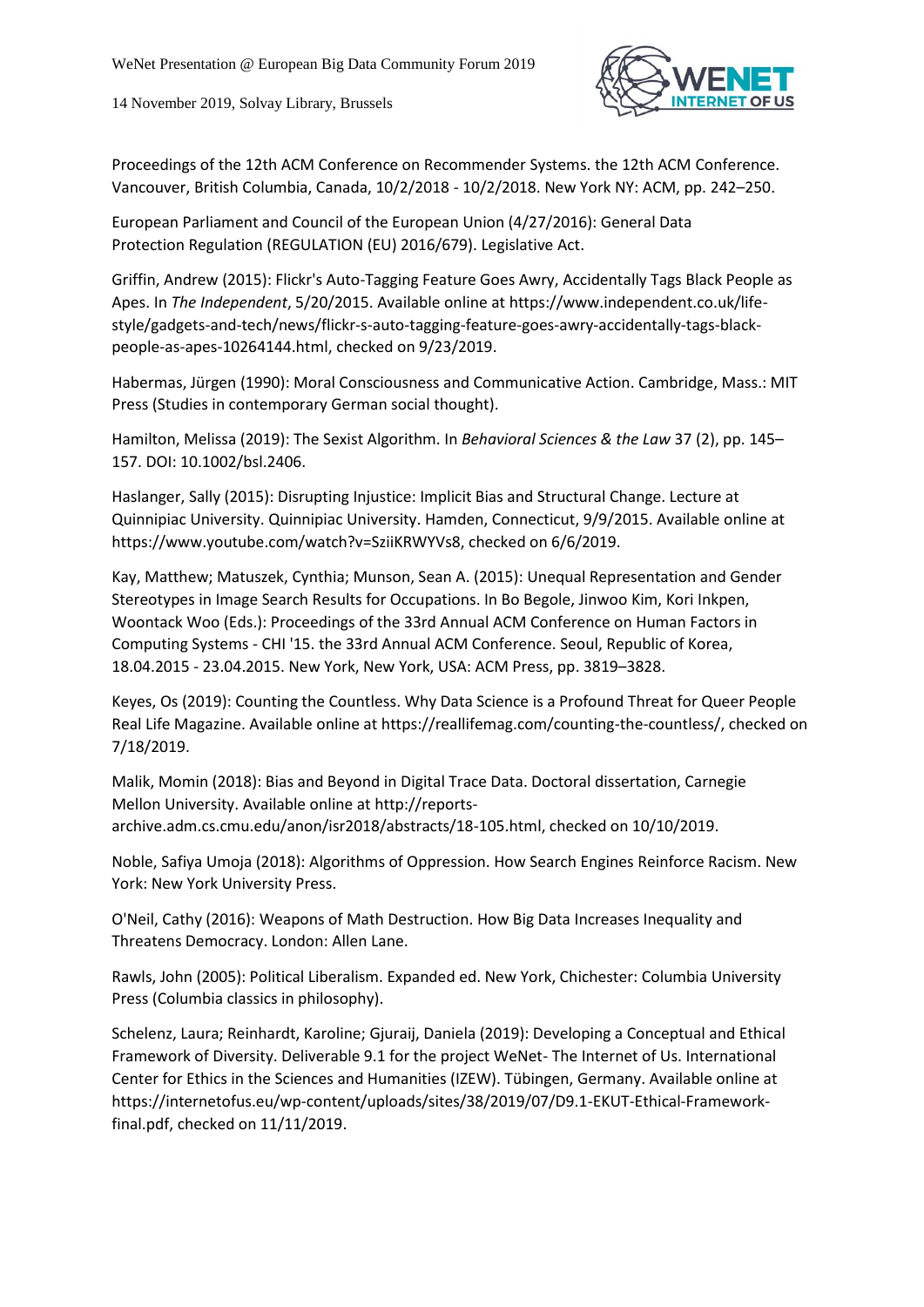Proceedings of the 12th ACM Conference on Recommender Systems. the 12th ACM Conference. Vancouver, British Columbia, Canada, 10/2/2018 - 10/2/2018. New York NY: ACM, pp. 242–250.

European Parliament and Council of the European Union (4/27/2016): General Data Protection Regulation (REGULATION (EU) 2016/679). Legislative Act.

Griffin, Andrew (2015): Flickr's Auto-Tagging Feature Goes Awry, Accidentally Tags Black People as Apes. In *The Independent*, 5/20/2015. Available online at https://www.independent.co.uk/life-style/gadgets-and-tech/news/flickr-s-auto-tagging-feature-goes-awry-accidentally-tags-black-people-as-apes-10264144.html, checked on 9/23/2019.

Habermas, Jürgen (1990): Moral Consciousness and Communicative Action. Cambridge, Mass.: MIT Press (Studies in contemporary German social thought).

Hamilton, Melissa (2019): The Sexist Algorithm. In *Behavioral Sciences & the Law* 37 (2), pp. 145–157. DOI: 10.1002/bsl.2406.

Haslanger, Sally (2015): Disrupting Injustice: Implicit Bias and Structural Change. Lecture at Quinnipiac University. Quinnipiac University. Hamden, Connecticut, 9/9/2015. Available online at https://www.youtube.com/watch?v=SziiKRWYVs8, checked on 6/6/2019.

Kay, Matthew; Matuszek, Cynthia; Munson, Sean A. (2015): Unequal Representation and Gender Stereotypes in Image Search Results for Occupations. In Bo Begole, Jinwoo Kim, Kori Inkpen, Woontack Woo (Eds.): Proceedings of the 33rd Annual ACM Conference on Human Factors in Computing Systems - CHI '15. the 33rd Annual ACM Conference. Seoul, Republic of Korea, 18.04.2015 - 23.04.2015. New York, New York, USA: ACM Press, pp. 3819–3828.

Keyes, Os (2019): Counting the Countless. Why Data Science is a Profound Threat for Queer People Real Life Magazine. Available online at https://reallifemag.com/counting-the-countless/, checked on 7/18/2019.

Malik, Momin (2018): Bias and Beyond in Digital Trace Data. Doctoral dissertation, Carnegie Mellon University. Available online at http://reports-archive.adm.cs.cmu.edu/anon/isr2018/abstracts/18-105.html, checked on 10/10/2019.

Noble, Safiya Umoja (2018): Algorithms of Oppression. How Search Engines Reinforce Racism. New York: New York University Press.

O'Neil, Cathy (2016): Weapons of Math Destruction. How Big Data Increases Inequality and Threatens Democracy. London: Allen Lane.

Rawls, John (2005): Political Liberalism. Expanded ed. New York, Chichester: Columbia University Press (Columbia classics in philosophy).

Schelenz, Laura; Reinhardt, Karoline; Gjuraij, Daniela (2019): Developing a Conceptual and Ethical Framework of Diversity. Deliverable 9.1 for the project WeNet- The Internet of Us. International Center for Ethics in the Sciences and Humanities (IZEW). Tübingen, Germany. Available online at https://internetofus.eu/wp-content/uploads/sites/38/2019/07/D9.1-EKUT-Ethical-Framework-final.pdf, checked on 11/11/2019.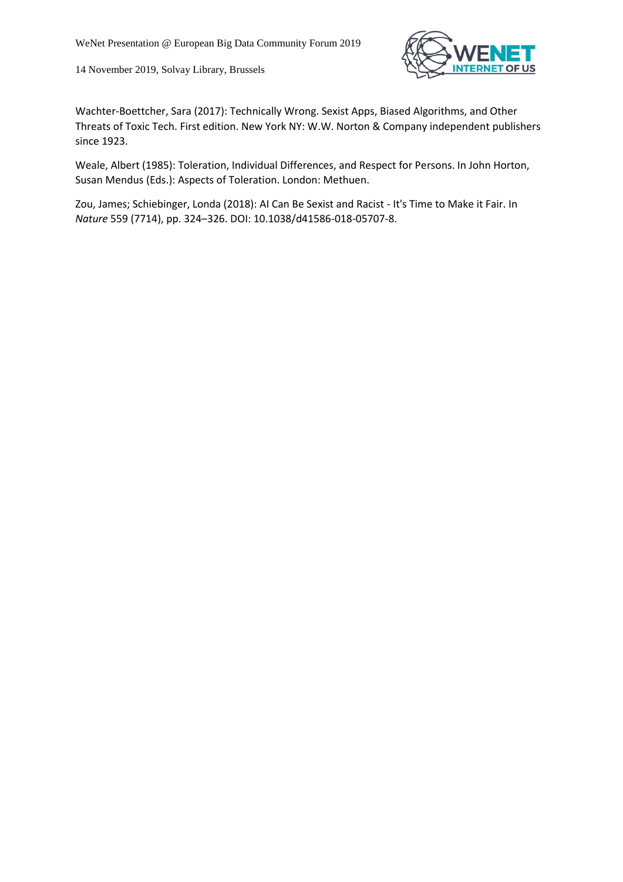Wachter-Boettcher, Sara (2017): Technically Wrong. Sexist Apps, Biased Algorithms, and Other Threats of Toxic Tech. First edition. New York NY: W.W. Norton & Company independent publishers since 1923.

Weale, Albert (1985): Toleration, Individual Differences, and Respect for Persons. In John Horton, Susan Mendus (Eds.): Aspects of Toleration. London: Methuen.

Zou, James; Schiebinger, Londa (2018): AI Can Be Sexist and Racist - It's Time to Make it Fair. In *Nature* 559 (7714), pp. 324–326. DOI: 10.1038/d41586-018-05707-8.